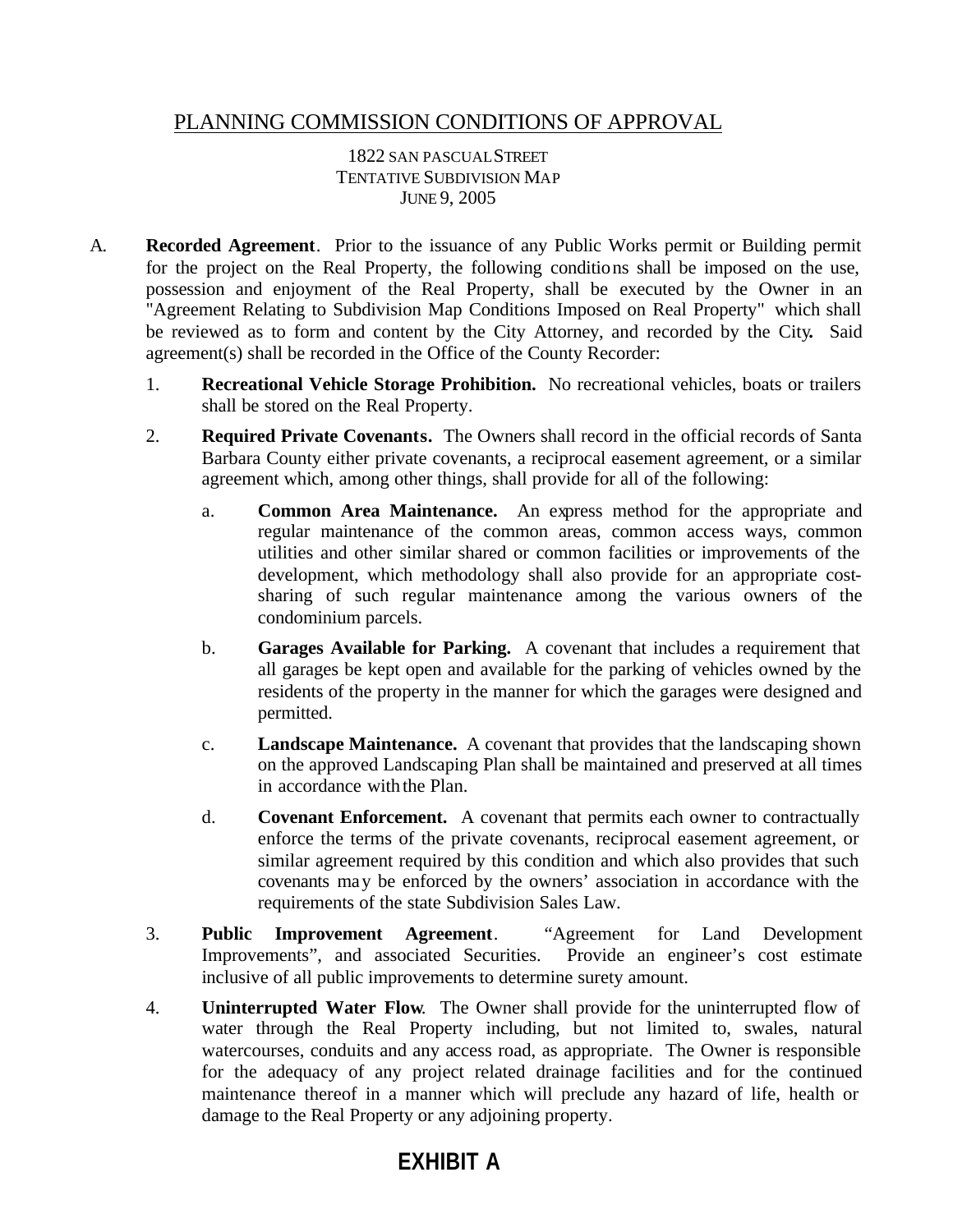# PLANNING COMMISSION CONDITIONS OF APPROVAL

1822 SAN PASCUAL STREET
TENTATIVE SUBDIVISION MAP
JUNE 9, 2005

A. **Recorded Agreement**. Prior to the issuance of any Public Works permit or Building permit for the project on the Real Property, the following conditions shall be imposed on the use, possession and enjoyment of the Real Property, shall be executed by the Owner in an "Agreement Relating to Subdivision Map Conditions Imposed on Real Property" which shall be reviewed as to form and content by the City Attorney, and recorded by the City**.** Said agreement(s) shall be recorded in the Office of the County Recorder:

1. **Recreational Vehicle Storage Prohibition.** No recreational vehicles, boats or trailers shall be stored on the Real Property.

2. **Required Private Covenants.** The Owners shall record in the official records of Santa Barbara County either private covenants, a reciprocal easement agreement, or a similar agreement which, among other things, shall provide for all of the following:

   a. **Common Area Maintenance.** An express method for the appropriate and regular maintenance of the common areas, common access ways, common utilities and other similar shared or common facilities or improvements of the development, which methodology shall also provide for an appropriate cost-sharing of such regular maintenance among the various owners of the condominium parcels.

   b. **Garages Available for Parking.** A covenant that includes a requirement that all garages be kept open and available for the parking of vehicles owned by the residents of the property in the manner for which the garages were designed and permitted.

   c. **Landscape Maintenance.** A covenant that provides that the landscaping shown on the approved Landscaping Plan shall be maintained and preserved at all times in accordance with the Plan.

   d. **Covenant Enforcement.** A covenant that permits each owner to contractually enforce the terms of the private covenants, reciprocal easement agreement, or similar agreement required by this condition and which also provides that such covenants may be enforced by the owners' association in accordance with the requirements of the state Subdivision Sales Law.

3. **Public Improvement Agreement**. "Agreement for Land Development Improvements", and associated Securities. Provide an engineer's cost estimate inclusive of all public improvements to determine surety amount.

4. **Uninterrupted Water Flow**. The Owner shall provide for the uninterrupted flow of water through the Real Property including, but not limited to, swales, natural watercourses, conduits and any access road, as appropriate. The Owner is responsible for the adequacy of any project related drainage facilities and for the continued maintenance thereof in a manner which will preclude any hazard of life, health or damage to the Real Property or any adjoining property.

**EXHIBIT A**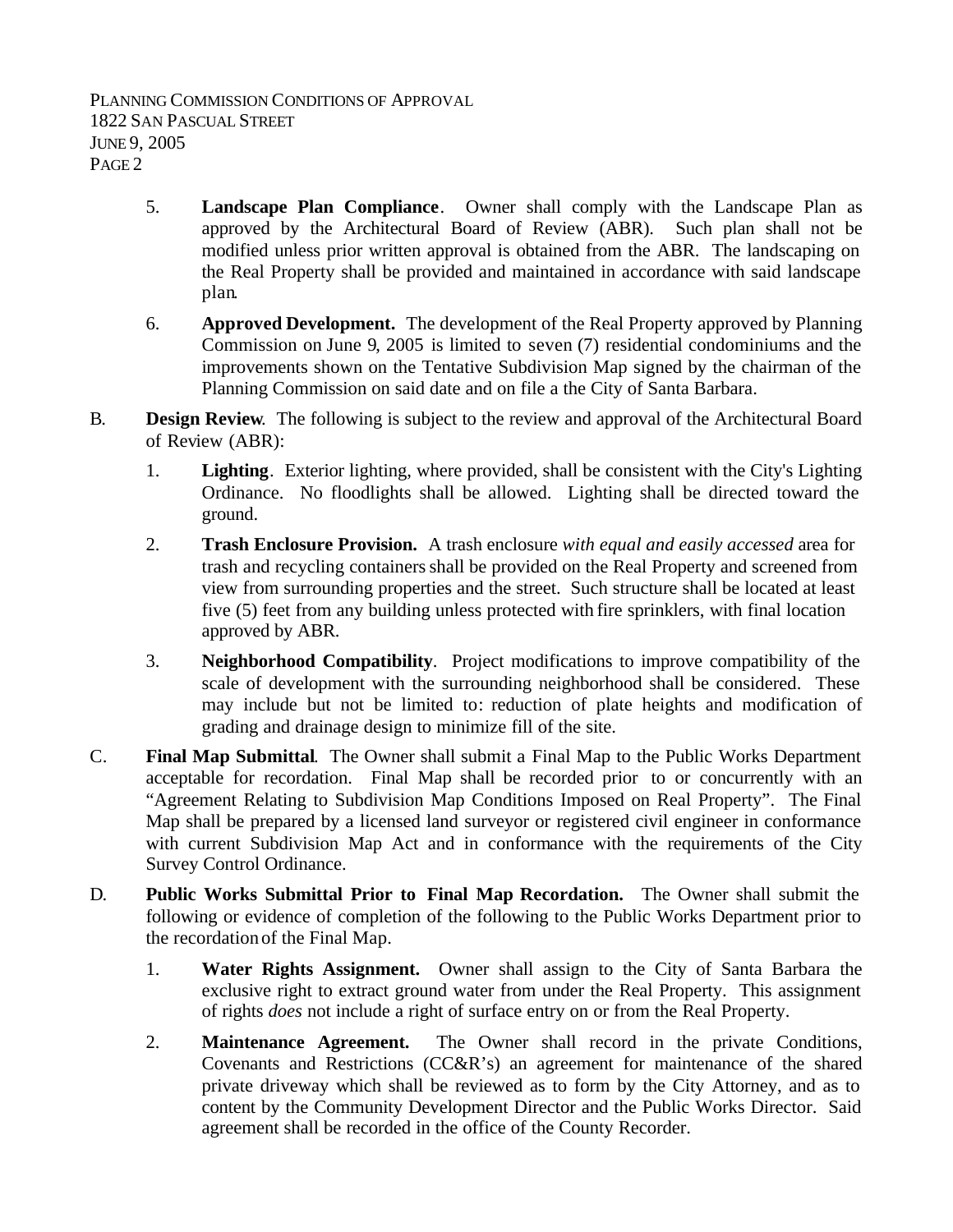5. **Landscape Plan Compliance**. Owner shall comply with the Landscape Plan as approved by the Architectural Board of Review (ABR). Such plan shall not be modified unless prior written approval is obtained from the ABR. The landscaping on the Real Property shall be provided and maintained in accordance with said landscape plan.

6. **Approved Development.** The development of the Real Property approved by Planning Commission on June 9, 2005 is limited to seven (7) residential condominiums and the improvements shown on the Tentative Subdivision Map signed by the chairman of the Planning Commission on said date and on file a the City of Santa Barbara.

B. **Design Review**. The following is subject to the review and approval of the Architectural Board of Review (ABR):

   1. **Lighting**. Exterior lighting, where provided, shall be consistent with the City's Lighting Ordinance. No floodlights shall be allowed. Lighting shall be directed toward the ground.

   2. **Trash Enclosure Provision.** A trash enclosure *with equal and easily accessed* area for trash and recycling containers shall be provided on the Real Property and screened from view from surrounding properties and the street. Such structure shall be located at least five (5) feet from any building unless protected with fire sprinklers, with final location approved by ABR.

   3. **Neighborhood Compatibility**. Project modifications to improve compatibility of the scale of development with the surrounding neighborhood shall be considered. These may include but not be limited to: reduction of plate heights and modification of grading and drainage design to minimize fill of the site.

C. **Final Map Submittal**. The Owner shall submit a Final Map to the Public Works Department acceptable for recordation. Final Map shall be recorded prior to or concurrently with an "Agreement Relating to Subdivision Map Conditions Imposed on Real Property". The Final Map shall be prepared by a licensed land surveyor or registered civil engineer in conformance with current Subdivision Map Act and in conformance with the requirements of the City Survey Control Ordinance.

D. **Public Works Submittal Prior to Final Map Recordation.** The Owner shall submit the following or evidence of completion of the following to the Public Works Department prior to the recordation of the Final Map.

   1. **Water Rights Assignment.** Owner shall assign to the City of Santa Barbara the exclusive right to extract ground water from under the Real Property. This assignment of rights *does* not include a right of surface entry on or from the Real Property.

   2. **Maintenance Agreement.** The Owner shall record in the private Conditions, Covenants and Restrictions (CC&R's) an agreement for maintenance of the shared private driveway which shall be reviewed as to form by the City Attorney, and as to content by the Community Development Director and the Public Works Director. Said agreement shall be recorded in the office of the County Recorder.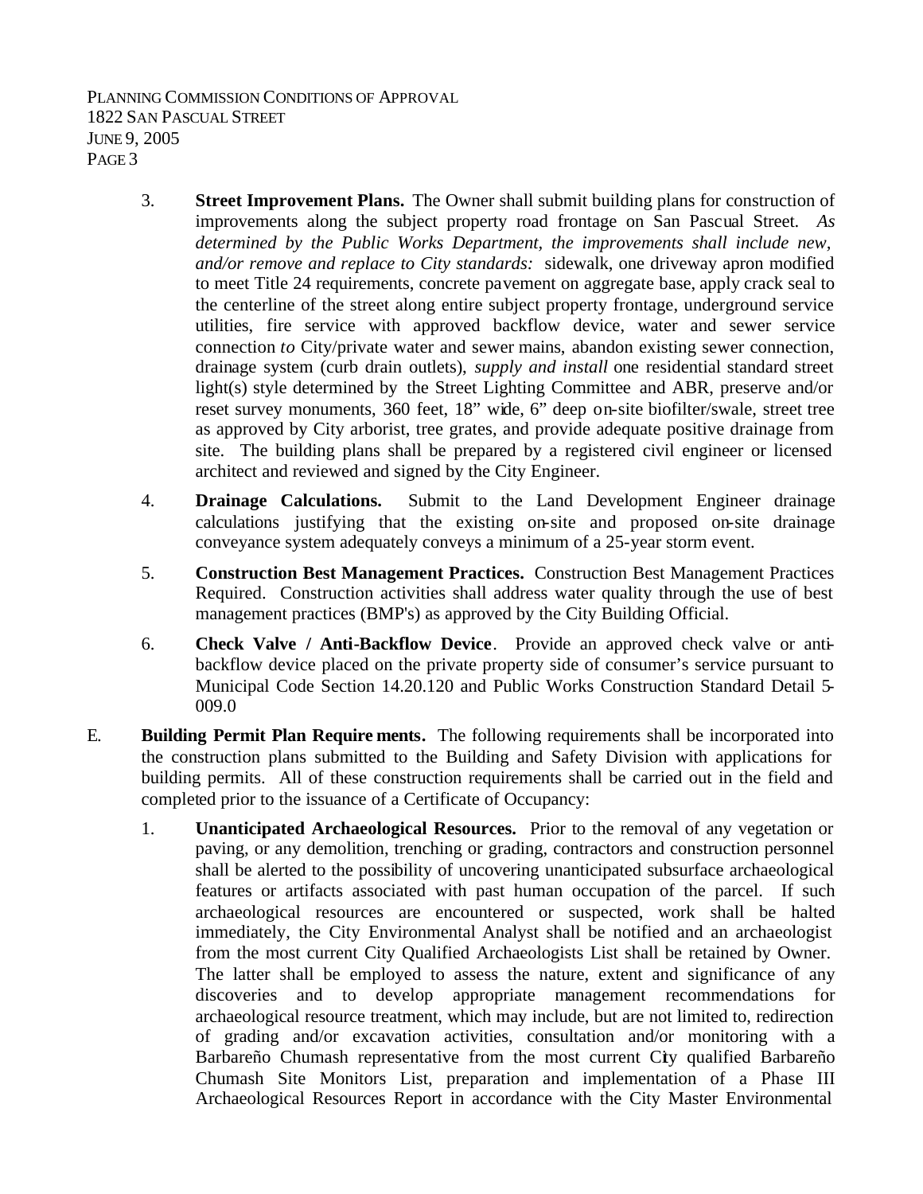3. **Street Improvement Plans.** The Owner shall submit building plans for construction of improvements along the subject property road frontage on San Pascual Street. *As determined by the Public Works Department, the improvements shall include new, and/or remove and replace to City standards:* sidewalk, one driveway apron modified to meet Title 24 requirements, concrete pavement on aggregate base, apply crack seal to the centerline of the street along entire subject property frontage, underground service utilities, fire service with approved backflow device, water and sewer service connection *to* City/private water and sewer mains, abandon existing sewer connection, drainage system (curb drain outlets), *supply and install* one residential standard street light(s) style determined by the Street Lighting Committee and ABR, preserve and/or reset survey monuments, 360 feet, 18" wide, 6" deep on-site biofilter/swale, street tree as approved by City arborist, tree grates, and provide adequate positive drainage from site. The building plans shall be prepared by a registered civil engineer or licensed architect and reviewed and signed by the City Engineer.

4. **Drainage Calculations.** Submit to the Land Development Engineer drainage calculations justifying that the existing on-site and proposed on-site drainage conveyance system adequately conveys a minimum of a 25-year storm event.

5. **Construction Best Management Practices.** Construction Best Management Practices Required. Construction activities shall address water quality through the use of best management practices (BMP's) as approved by the City Building Official.

6. **Check Valve / Anti-Backflow Device**. Provide an approved check valve or anti-backflow device placed on the private property side of consumer's service pursuant to Municipal Code Section 14.20.120 and Public Works Construction Standard Detail 5-009.0

E. **Building Permit Plan Requirements.** The following requirements shall be incorporated into the construction plans submitted to the Building and Safety Division with applications for building permits. All of these construction requirements shall be carried out in the field and completed prior to the issuance of a Certificate of Occupancy:

1. **Unanticipated Archaeological Resources.** Prior to the removal of any vegetation or paving, or any demolition, trenching or grading, contractors and construction personnel shall be alerted to the possibility of uncovering unanticipated subsurface archaeological features or artifacts associated with past human occupation of the parcel. If such archaeological resources are encountered or suspected, work shall be halted immediately, the City Environmental Analyst shall be notified and an archaeologist from the most current City Qualified Archaeologists List shall be retained by Owner. The latter shall be employed to assess the nature, extent and significance of any discoveries and to develop appropriate management recommendations for archaeological resource treatment, which may include, but are not limited to, redirection of grading and/or excavation activities, consultation and/or monitoring with a Barbareño Chumash representative from the most current City qualified Barbareño Chumash Site Monitors List, preparation and implementation of a Phase III Archaeological Resources Report in accordance with the City Master Environmental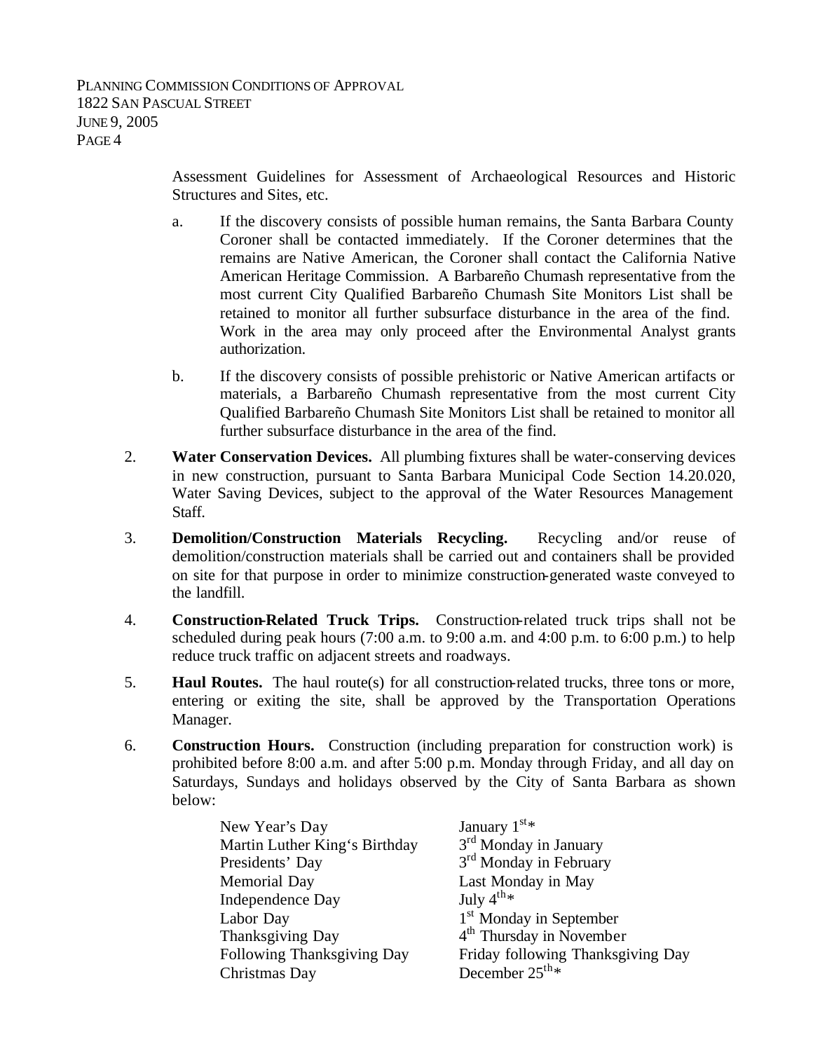Assessment Guidelines for Assessment of Archaeological Resources and Historic Structures and Sites, etc.

a. If the discovery consists of possible human remains, the Santa Barbara County Coroner shall be contacted immediately. If the Coroner determines that the remains are Native American, the Coroner shall contact the California Native American Heritage Commission. A Barbareño Chumash representative from the most current City Qualified Barbareño Chumash Site Monitors List shall be retained to monitor all further subsurface disturbance in the area of the find. Work in the area may only proceed after the Environmental Analyst grants authorization.

b. If the discovery consists of possible prehistoric or Native American artifacts or materials, a Barbareño Chumash representative from the most current City Qualified Barbareño Chumash Site Monitors List shall be retained to monitor all further subsurface disturbance in the area of the find.

2. **Water Conservation Devices.** All plumbing fixtures shall be water-conserving devices in new construction, pursuant to Santa Barbara Municipal Code Section 14.20.020, Water Saving Devices, subject to the approval of the Water Resources Management Staff.

3. **Demolition/Construction Materials Recycling.** Recycling and/or reuse of demolition/construction materials shall be carried out and containers shall be provided on site for that purpose in order to minimize construction-generated waste conveyed to the landfill.

4. **Construction-Related Truck Trips.** Construction-related truck trips shall not be scheduled during peak hours (7:00 a.m. to 9:00 a.m. and 4:00 p.m. to 6:00 p.m.) to help reduce truck traffic on adjacent streets and roadways.

5. **Haul Routes.** The haul route(s) for all construction-related trucks, three tons or more, entering or exiting the site, shall be approved by the Transportation Operations Manager.

6. **Construction Hours.** Construction (including preparation for construction work) is prohibited before 8:00 a.m. and after 5:00 p.m. Monday through Friday, and all day on Saturdays, Sundays and holidays observed by the City of Santa Barbara as shown below:

| | |
|---|---|
| New Year's Day | January 1st* |
| Martin Luther King's Birthday | 3rd Monday in January |
| Presidents' Day | 3rd Monday in February |
| Memorial Day | Last Monday in May |
| Independence Day | July 4th* |
| Labor Day | 1st Monday in September |
| Thanksgiving Day | 4th Thursday in November |
| Following Thanksgiving Day | Friday following Thanksgiving Day |
| Christmas Day | December 25th* |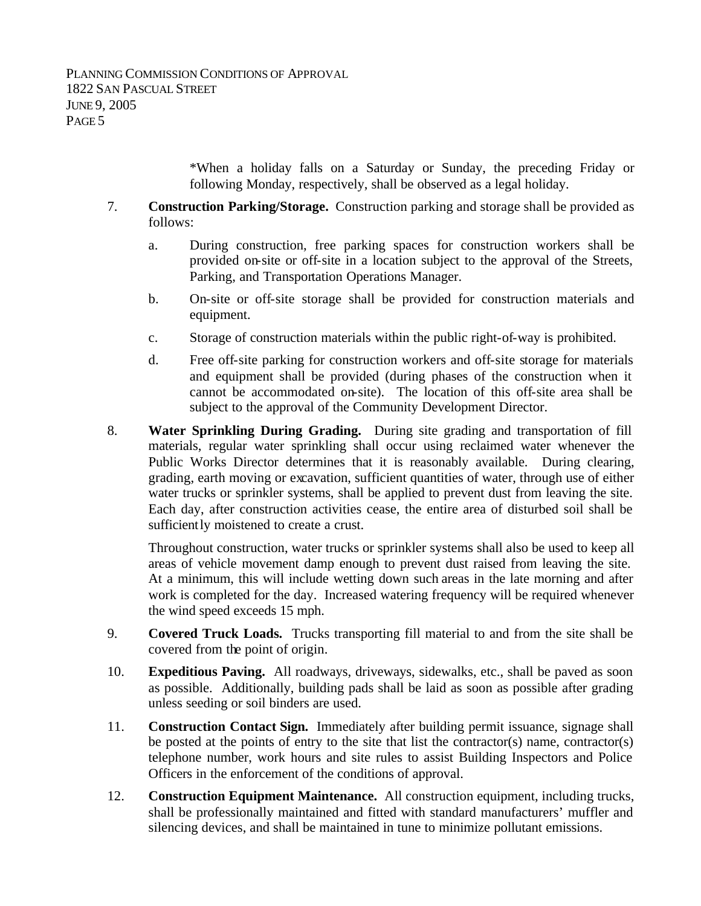*When a holiday falls on a Saturday or Sunday, the preceding Friday or following Monday, respectively, shall be observed as a legal holiday.

7. **Construction Parking/Storage.** Construction parking and storage shall be provided as follows:

   a. During construction, free parking spaces for construction workers shall be provided on-site or off-site in a location subject to the approval of the Streets, Parking, and Transportation Operations Manager.

   b. On-site or off-site storage shall be provided for construction materials and equipment.

   c. Storage of construction materials within the public right-of-way is prohibited.

   d. Free off-site parking for construction workers and off-site storage for materials and equipment shall be provided (during phases of the construction when it cannot be accommodated on-site). The location of this off-site area shall be subject to the approval of the Community Development Director.

8. **Water Sprinkling During Grading.** During site grading and transportation of fill materials, regular water sprinkling shall occur using reclaimed water whenever the Public Works Director determines that it is reasonably available. During clearing, grading, earth moving or excavation, sufficient quantities of water, through use of either water trucks or sprinkler systems, shall be applied to prevent dust from leaving the site. Each day, after construction activities cease, the entire area of disturbed soil shall be sufficiently moistened to create a crust.

   Throughout construction, water trucks or sprinkler systems shall also be used to keep all areas of vehicle movement damp enough to prevent dust raised from leaving the site. At a minimum, this will include wetting down such areas in the late morning and after work is completed for the day. Increased watering frequency will be required whenever the wind speed exceeds 15 mph.

9. **Covered Truck Loads.** Trucks transporting fill material to and from the site shall be covered from the point of origin.

10. **Expeditious Paving.** All roadways, driveways, sidewalks, etc., shall be paved as soon as possible. Additionally, building pads shall be laid as soon as possible after grading unless seeding or soil binders are used.

11. **Construction Contact Sign.** Immediately after building permit issuance, signage shall be posted at the points of entry to the site that list the contractor(s) name, contractor(s) telephone number, work hours and site rules to assist Building Inspectors and Police Officers in the enforcement of the conditions of approval.

12. **Construction Equipment Maintenance.** All construction equipment, including trucks, shall be professionally maintained and fitted with standard manufacturers' muffler and silencing devices, and shall be maintained in tune to minimize pollutant emissions.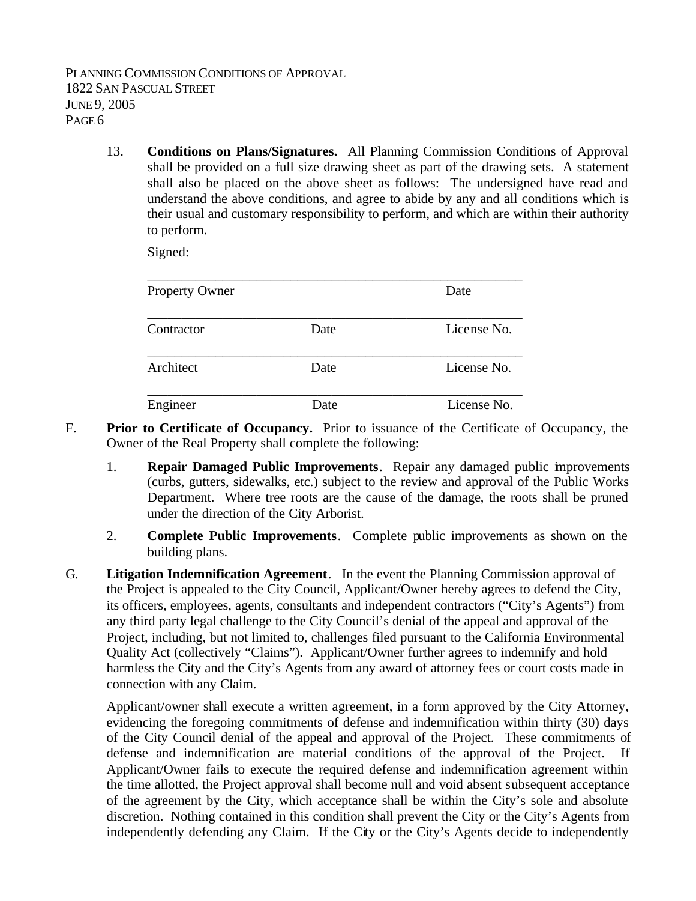13. **Conditions on Plans/Signatures.** All Planning Commission Conditions of Approval shall be provided on a full size drawing sheet as part of the drawing sets. A statement shall also be placed on the above sheet as follows: The undersigned have read and understand the above conditions, and agree to abide by any and all conditions which is their usual and customary responsibility to perform, and which are within their authority to perform.

    Signed:

    ______________________________________________________
    Property Owner                                                    Date

    ______________________________________________________
    Contractor                    Date                    License No.

    ______________________________________________________
    Architect                    Date                    License No.

    ______________________________________________________
    Engineer                    Date                    License No.

F. **Prior to Certificate of Occupancy.** Prior to issuance of the Certificate of Occupancy, the Owner of the Real Property shall complete the following:

   1. **Repair Damaged Public Improvements**. Repair any damaged public improvements (curbs, gutters, sidewalks, etc.) subject to the review and approval of the Public Works Department. Where tree roots are the cause of the damage, the roots shall be pruned under the direction of the City Arborist.

   2. **Complete Public Improvements**. Complete public improvements as shown on the building plans.

G. **Litigation Indemnification Agreement**. In the event the Planning Commission approval of the Project is appealed to the City Council, Applicant/Owner hereby agrees to defend the City, its officers, employees, agents, consultants and independent contractors ("City's Agents") from any third party legal challenge to the City Council's denial of the appeal and approval of the Project, including, but not limited to, challenges filed pursuant to the California Environmental Quality Act (collectively "Claims"). Applicant/Owner further agrees to indemnify and hold harmless the City and the City's Agents from any award of attorney fees or court costs made in connection with any Claim.

   Applicant/owner shall execute a written agreement, in a form approved by the City Attorney, evidencing the foregoing commitments of defense and indemnification within thirty (30) days of the City Council denial of the appeal and approval of the Project. These commitments of defense and indemnification are material conditions of the approval of the Project. If Applicant/Owner fails to execute the required defense and indemnification agreement within the time allotted, the Project approval shall become null and void absent subsequent acceptance of the agreement by the City, which acceptance shall be within the City's sole and absolute discretion. Nothing contained in this condition shall prevent the City or the City's Agents from independently defending any Claim. If the City or the City's Agents decide to independently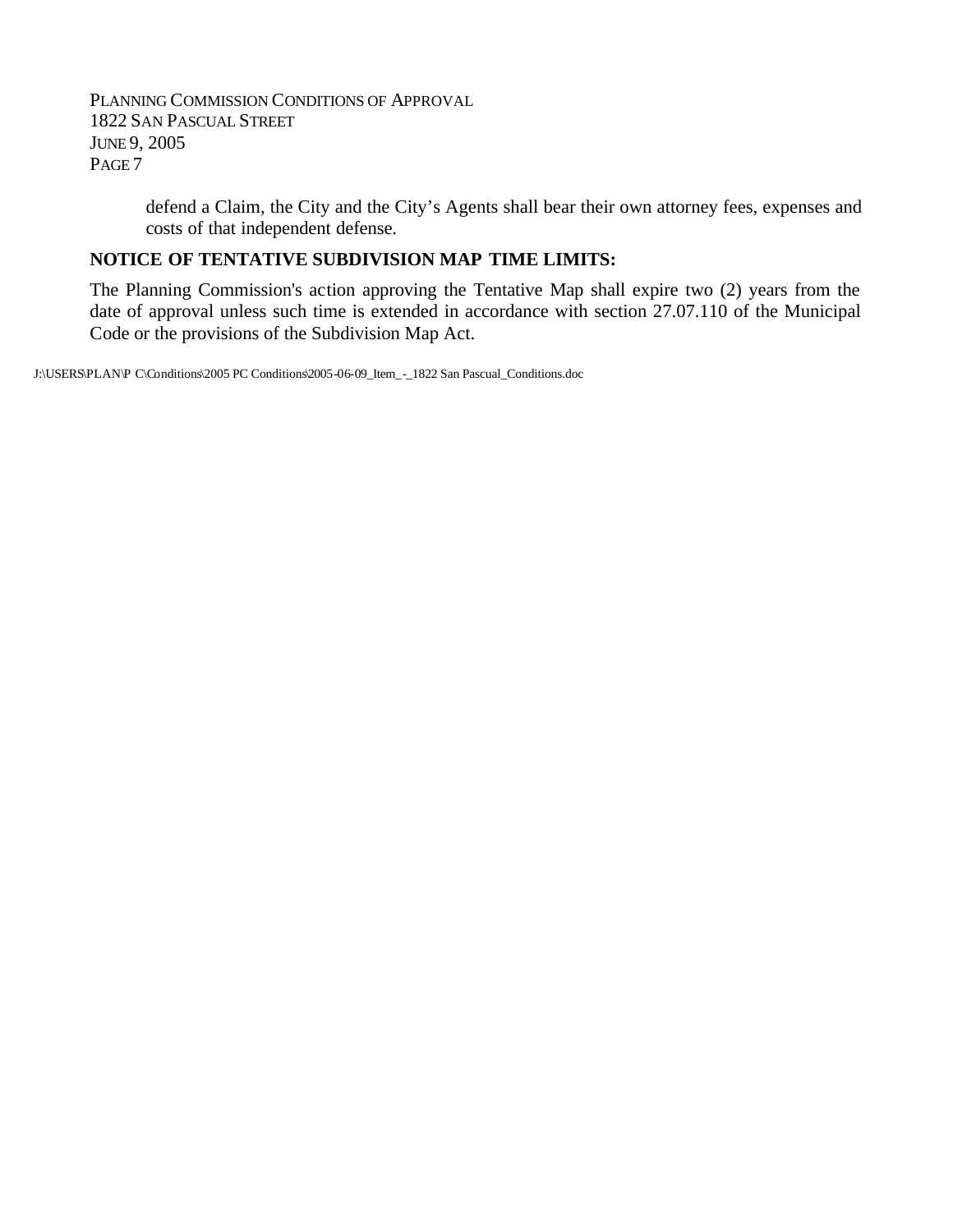defend a Claim, the City and the City's Agents shall bear their own attorney fees, expenses and costs of that independent defense.

**NOTICE OF TENTATIVE SUBDIVISION MAP TIME LIMITS:**

The Planning Commission's action approving the Tentative Map shall expire two (2) years from the date of approval unless such time is extended in accordance with section 27.07.110 of the Municipal Code or the provisions of the Subdivision Map Act.

J:\USERS\PLAN\P C\Conditions\2005 PC Conditions\2005-06-09_Item_-_1822 San Pascual_Conditions.doc